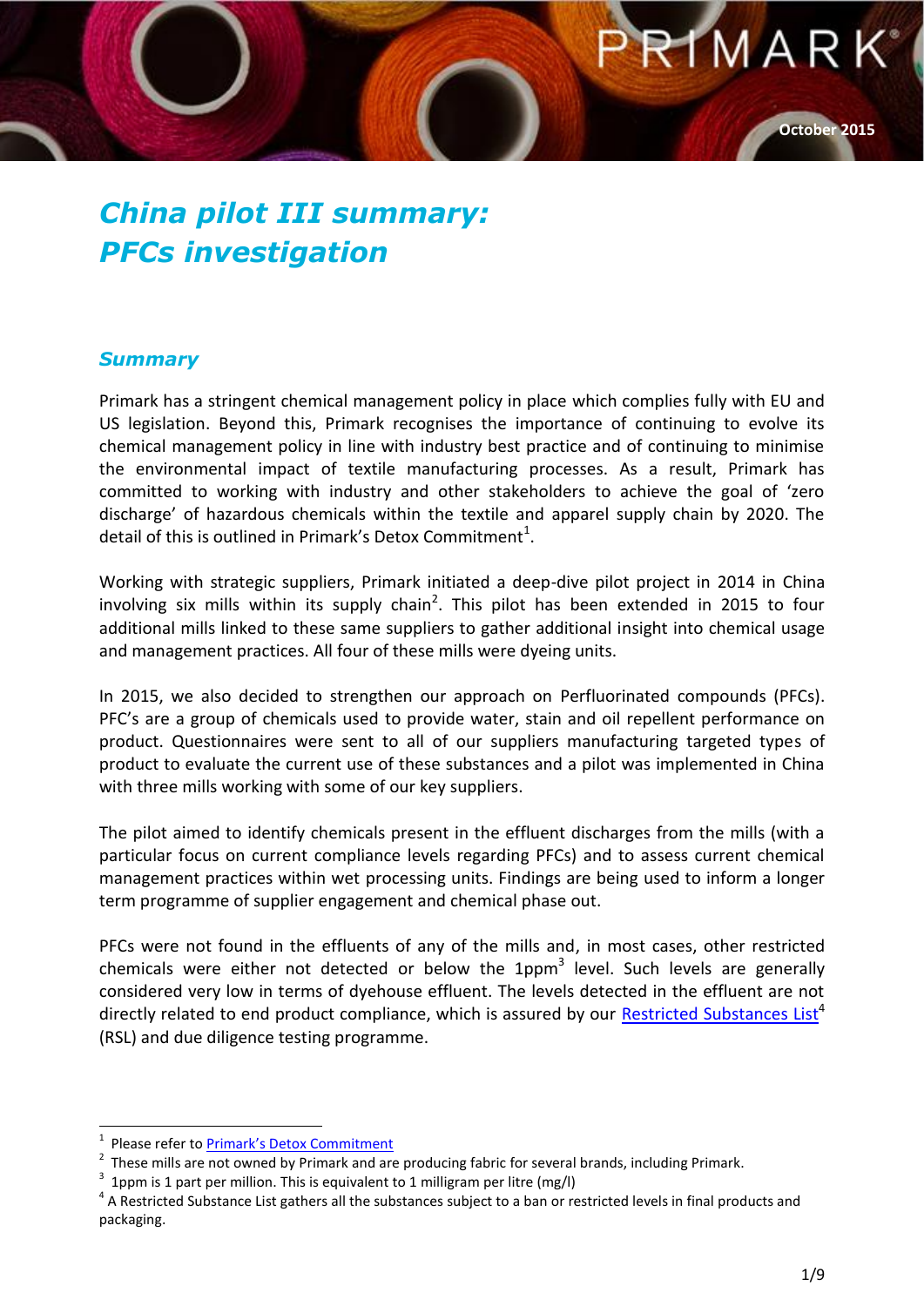PRIMARK

October 2015

# *China pilot III summary: PFCs investigation*

## *Summary*

Primark has a stringent chemical management policy in place which complies fully with EU and US legislation. Beyond this, Primark recognises the importance of continuing to evolve its chemical management policy in line with industry best practice and of continuing to minimise the environmental impact of textile manufacturing processes. As a result, Primark has committed to working with industry and other stakeholders to achieve the goal of 'zero discharge' of hazardous chemicals within the textile and apparel supply chain by 2020. The detail of this is outlined in Primark's Detox Commitment[1].

Working with strategic suppliers, Primark initiated a deep-dive pilot project in 2014 in China involving six mills within its supply chain[2]. This pilot has been extended in 2015 to four additional mills linked to these same suppliers to gather additional insight into chemical usage and management practices. All four of these mills were dyeing units.

In 2015, we also decided to strengthen our approach on Perfluorinated compounds (PFCs). PFC's are a group of chemicals used to provide water, stain and oil repellent performance on product. Questionnaires were sent to all of our suppliers manufacturing targeted types of product to evaluate the current use of these substances and a pilot was implemented in China with three mills working with some of our key suppliers.

The pilot aimed to identify chemicals present in the effluent discharges from the mills (with a particular focus on current compliance levels regarding PFCs) and to assess current chemical management practices within wet processing units. Findings are being used to inform a longer term programme of supplier engagement and chemical phase out.

PFCs were not found in the effluents of any of the mills and, in most cases, other restricted chemicals were either not detected or below the 1ppm[3] level. Such levels are generally considered very low in terms of dyehouse effluent. The levels detected in the effluent are not directly related to end product compliance, which is assured by our Restricted Substances List[4] (RSL) and due diligence testing programme.

---

[1] Please refer to Primark's Detox Commitment

[2] These mills are not owned by Primark and are producing fabric for several brands, including Primark.

[3] 1ppm is 1 part per million. This is equivalent to 1 milligram per litre (mg/l)

[4] A Restricted Substance List gathers all the substances subject to a ban or restricted levels in final products and packaging.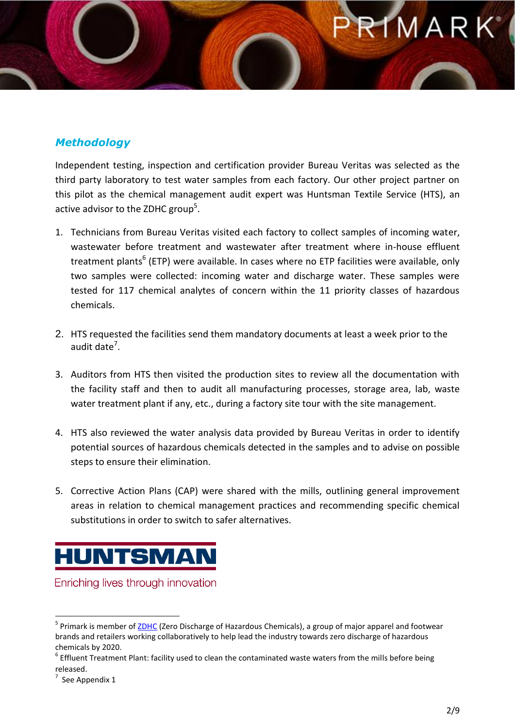## *Methodology*

Independent testing, inspection and certification provider Bureau Veritas was selected as the third party laboratory to test water samples from each factory. Our other project partner on this pilot as the chemical management audit expert was Huntsman Textile Service (HTS), an active advisor to the ZDHC group[5].

1. Technicians from Bureau Veritas visited each factory to collect samples of incoming water, wastewater before treatment and wastewater after treatment where in-house effluent treatment plants[6] (ETP) were available. In cases where no ETP facilities were available, only two samples were collected: incoming water and discharge water. These samples were tested for 117 chemical analytes of concern within the 11 priority classes of hazardous chemicals.

2. HTS requested the facilities send them mandatory documents at least a week prior to the audit date[7].

3. Auditors from HTS then visited the production sites to review all the documentation with the facility staff and then to audit all manufacturing processes, storage area, lab, waste water treatment plant if any, etc., during a factory site tour with the site management.

4. HTS also reviewed the water analysis data provided by Bureau Veritas in order to identify potential sources of hazardous chemicals detected in the samples and to advise on possible steps to ensure their elimination.

5. Corrective Action Plans (CAP) were shared with the mills, outlining general improvement areas in relation to chemical management practices and recommending specific chemical substitutions in order to switch to safer alternatives.

HUNTSMAN

Enriching lives through innovation

---

[5] Primark is member of ZDHC (Zero Discharge of Hazardous Chemicals), a group of major apparel and footwear brands and retailers working collaboratively to help lead the industry towards zero discharge of hazardous chemicals by 2020.

[6] Effluent Treatment Plant: facility used to clean the contaminated waste waters from the mills before being released.

[7] See Appendix 1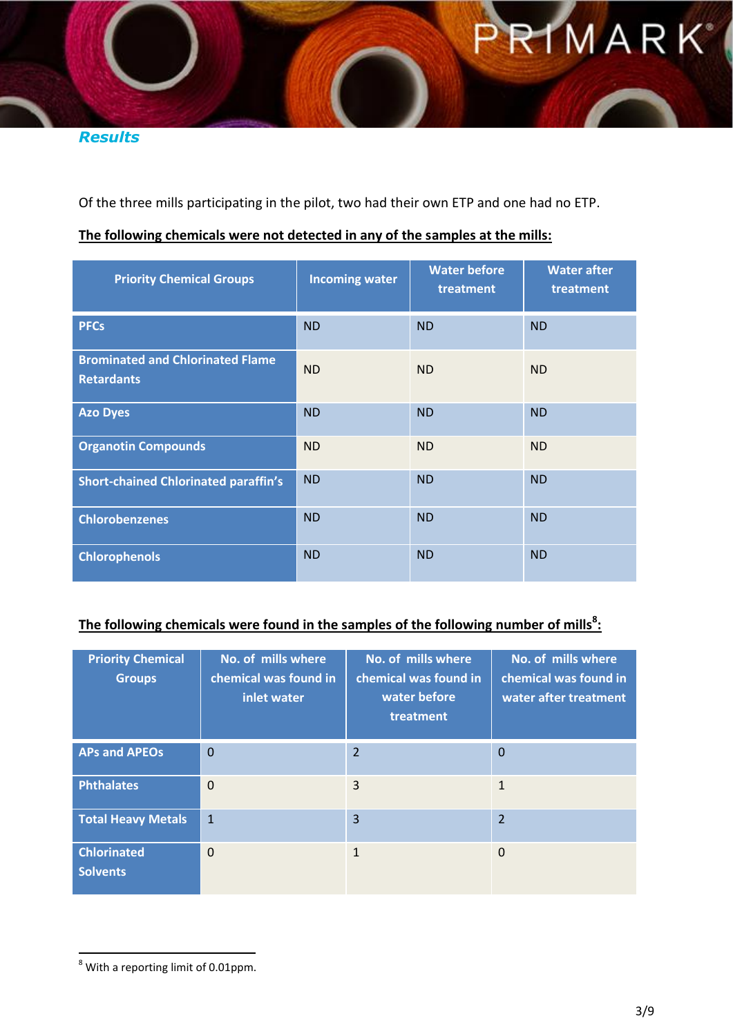## *Results*

Of the three mills participating in the pilot, two had their own ETP and one had no ETP.

**The following chemicals were not detected in any of the samples at the mills:**

| Priority Chemical Groups | Incoming water | Water before treatment | Water after treatment |
|---|---|---|---|
| **PFCs** | ND | ND | ND |
| **Brominated and Chlorinated Flame Retardants** | ND | ND | ND |
| **Azo Dyes** | ND | ND | ND |
| **Organotin Compounds** | ND | ND | ND |
| **Short-chained Chlorinated paraffin's** | ND | ND | ND |
| **Chlorobenzenes** | ND | ND | ND |
| **Chlorophenols** | ND | ND | ND |

**The following chemicals were found in the samples of the following number of mills[8]:**

| Priority Chemical Groups | No. of mills where chemical was found in inlet water | No. of mills where chemical was found in water before treatment | No. of mills where chemical was found in water after treatment |
|---|---|---|---|
| **APs and APEOs** | 0 | 2 | 0 |
| **Phthalates** | 0 | 3 | 1 |
| **Total Heavy Metals** | 1 | 3 | 2 |
| **Chlorinated Solvents** | 0 | 1 | 0 |

[8] With a reporting limit of 0.01ppm.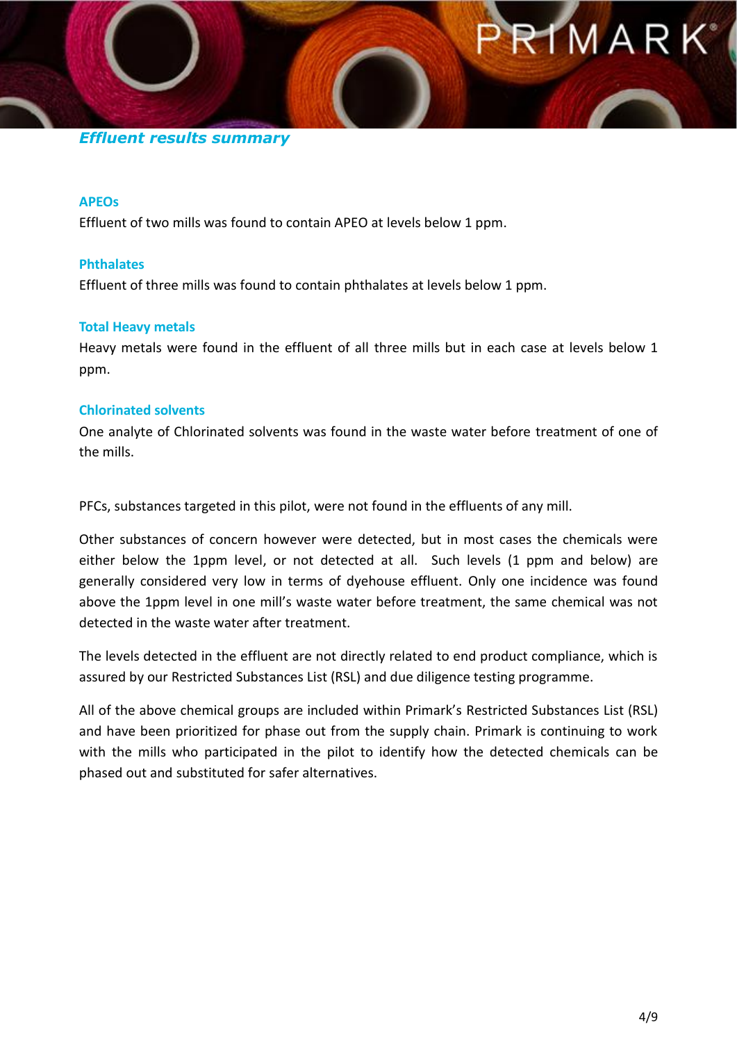## *Effluent results summary*

### APEOs

Effluent of two mills was found to contain APEO at levels below 1 ppm.

### Phthalates

Effluent of three mills was found to contain phthalates at levels below 1 ppm.

### Total Heavy metals

Heavy metals were found in the effluent of all three mills but in each case at levels below 1 ppm.

### Chlorinated solvents

One analyte of Chlorinated solvents was found in the waste water before treatment of one of the mills.

PFCs, substances targeted in this pilot, were not found in the effluents of any mill.

Other substances of concern however were detected, but in most cases the chemicals were either below the 1ppm level, or not detected at all. Such levels (1 ppm and below) are generally considered very low in terms of dyehouse effluent. Only one incidence was found above the 1ppm level in one mill's waste water before treatment, the same chemical was not detected in the waste water after treatment.

The levels detected in the effluent are not directly related to end product compliance, which is assured by our Restricted Substances List (RSL) and due diligence testing programme.

All of the above chemical groups are included within Primark's Restricted Substances List (RSL) and have been prioritized for phase out from the supply chain. Primark is continuing to work with the mills who participated in the pilot to identify how the detected chemicals can be phased out and substituted for safer alternatives.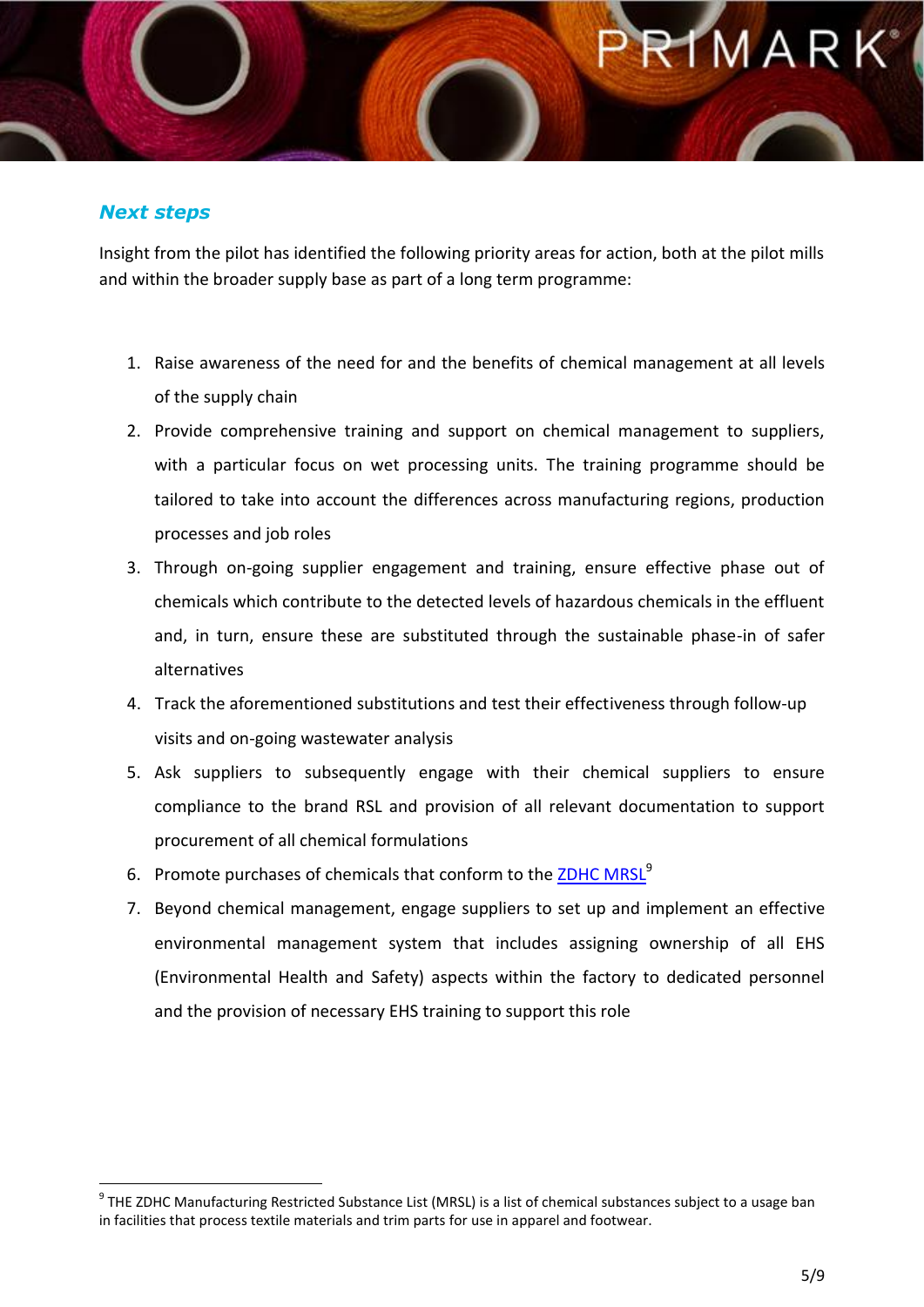## *Next steps*

Insight from the pilot has identified the following priority areas for action, both at the pilot mills and within the broader supply base as part of a long term programme:

1. Raise awareness of the need for and the benefits of chemical management at all levels of the supply chain
2. Provide comprehensive training and support on chemical management to suppliers, with a particular focus on wet processing units. The training programme should be tailored to take into account the differences across manufacturing regions, production processes and job roles
3. Through on-going supplier engagement and training, ensure effective phase out of chemicals which contribute to the detected levels of hazardous chemicals in the effluent and, in turn, ensure these are substituted through the sustainable phase-in of safer alternatives
4. Track the aforementioned substitutions and test their effectiveness through follow-up visits and on-going wastewater analysis
5. Ask suppliers to subsequently engage with their chemical suppliers to ensure compliance to the brand RSL and provision of all relevant documentation to support procurement of all chemical formulations
6. Promote purchases of chemicals that conform to the ZDHC MRSL[9]
7. Beyond chemical management, engage suppliers to set up and implement an effective environmental management system that includes assigning ownership of all EHS (Environmental Health and Safety) aspects within the factory to dedicated personnel and the provision of necessary EHS training to support this role

[9] THE ZDHC Manufacturing Restricted Substance List (MRSL) is a list of chemical substances subject to a usage ban in facilities that process textile materials and trim parts for use in apparel and footwear.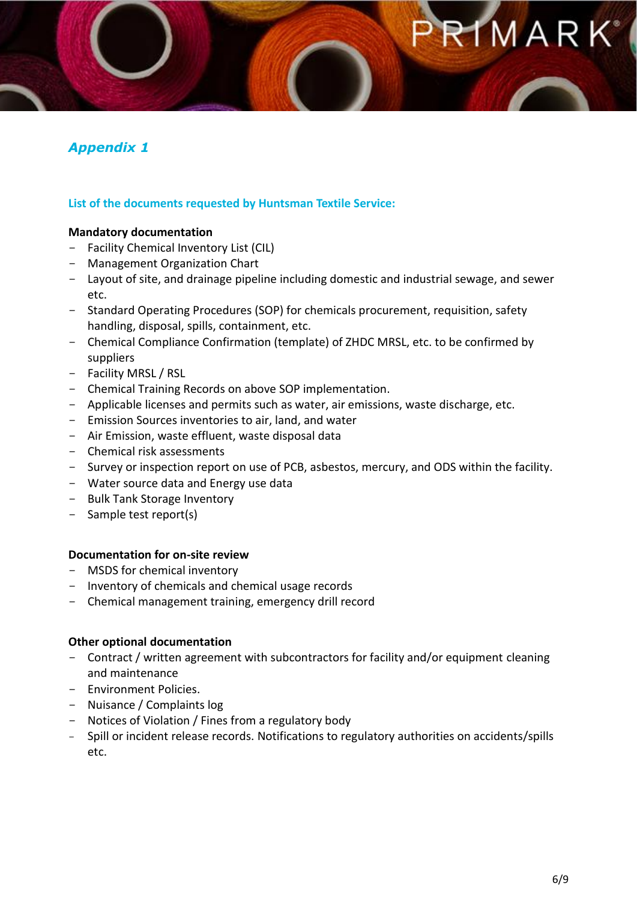## *Appendix 1*

### List of the documents requested by Huntsman Textile Service:

**Mandatory documentation**

- Facility Chemical Inventory List (CIL)
- Management Organization Chart
- Layout of site, and drainage pipeline including domestic and industrial sewage, and sewer etc.
- Standard Operating Procedures (SOP) for chemicals procurement, requisition, safety handling, disposal, spills, containment, etc.
- Chemical Compliance Confirmation (template) of ZHDC MRSL, etc. to be confirmed by suppliers
- Facility MRSL / RSL
- Chemical Training Records on above SOP implementation.
- Applicable licenses and permits such as water, air emissions, waste discharge, etc.
- Emission Sources inventories to air, land, and water
- Air Emission, waste effluent, waste disposal data
- Chemical risk assessments
- Survey or inspection report on use of PCB, asbestos, mercury, and ODS within the facility.
- Water source data and Energy use data
- Bulk Tank Storage Inventory
- Sample test report(s)

**Documentation for on-site review**

- MSDS for chemical inventory
- Inventory of chemicals and chemical usage records
- Chemical management training, emergency drill record

**Other optional documentation**

- Contract / written agreement with subcontractors for facility and/or equipment cleaning and maintenance
- Environment Policies.
- Nuisance / Complaints log
- Notices of Violation / Fines from a regulatory body
- Spill or incident release records. Notifications to regulatory authorities on accidents/spills etc.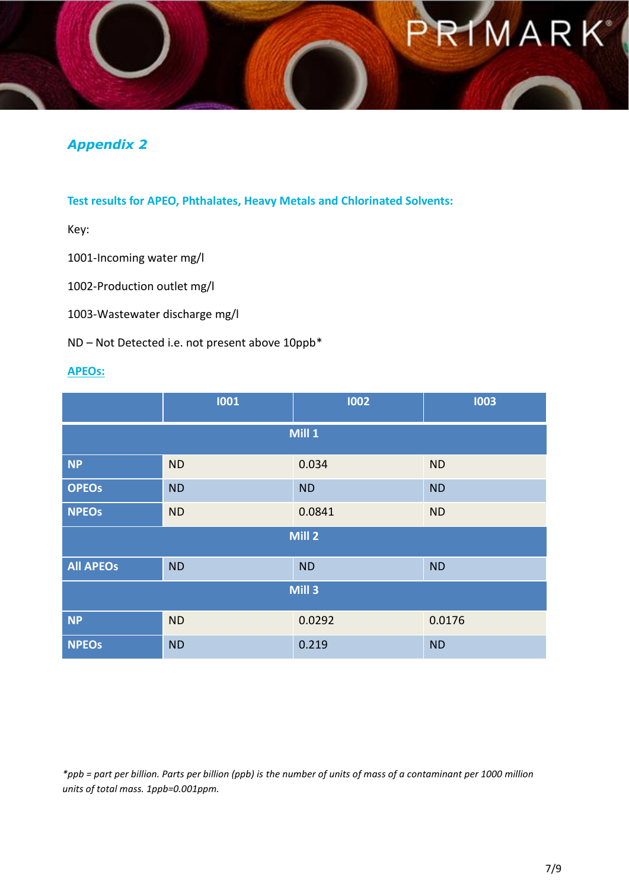## Appendix 2

### Test results for APEO, Phthalates, Heavy Metals and Chlorinated Solvents:

Key:

1001-Incoming water mg/l

1002-Production outlet mg/l

1003-Wastewater discharge mg/l

ND – Not Detected i.e. not present above 10ppb*

**APEOs:**

| | I001 | I002 | I003 |
|---|---|---|---|
| **Mill 1** | | | |
| **NP** | ND | 0.034 | ND |
| **OPEOs** | ND | ND | ND |
| **NPEOs** | ND | 0.0841 | ND |
| **Mill 2** | | | |
| **All APEOs** | ND | ND | ND |
| **Mill 3** | | | |
| **NP** | ND | 0.0292 | 0.0176 |
| **NPEOs** | ND | 0.219 | ND |

*\*ppb = part per billion. Parts per billion (ppb) is the number of units of mass of a contaminant per 1000 million units of total mass. 1ppb=0.001ppm.*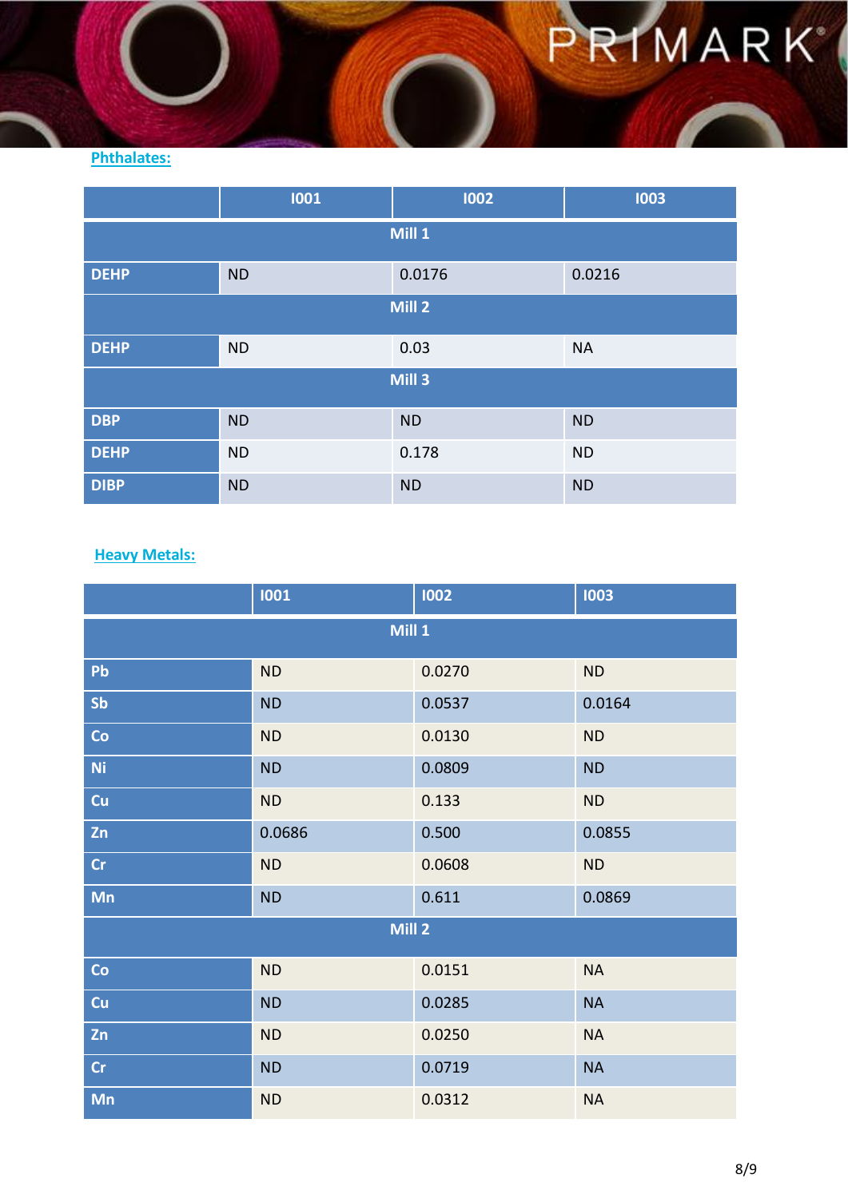**Phthalates:**

| | I001 | I002 | I003 |
|---|---|---|---|
| **Mill 1** | | | |
| **DEHP** | ND | 0.0176 | 0.0216 |
| **Mill 2** | | | |
| **DEHP** | ND | 0.03 | NA |
| **Mill 3** | | | |
| **DBP** | ND | ND | ND |
| **DEHP** | ND | 0.178 | ND |
| **DIBP** | ND | ND | ND |

**Heavy Metals:**

| | I001 | I002 | I003 |
|---|---|---|---|
| **Mill 1** | | | |
| **Pb** | ND | 0.0270 | ND |
| **Sb** | ND | 0.0537 | 0.0164 |
| **Co** | ND | 0.0130 | ND |
| **Ni** | ND | 0.0809 | ND |
| **Cu** | ND | 0.133 | ND |
| **Zn** | 0.0686 | 0.500 | 0.0855 |
| **Cr** | ND | 0.0608 | ND |
| **Mn** | ND | 0.611 | 0.0869 |
| **Mill 2** | | | |
| **Co** | ND | 0.0151 | NA |
| **Cu** | ND | 0.0285 | NA |
| **Zn** | ND | 0.0250 | NA |
| **Cr** | ND | 0.0719 | NA |
| **Mn** | ND | 0.0312 | NA |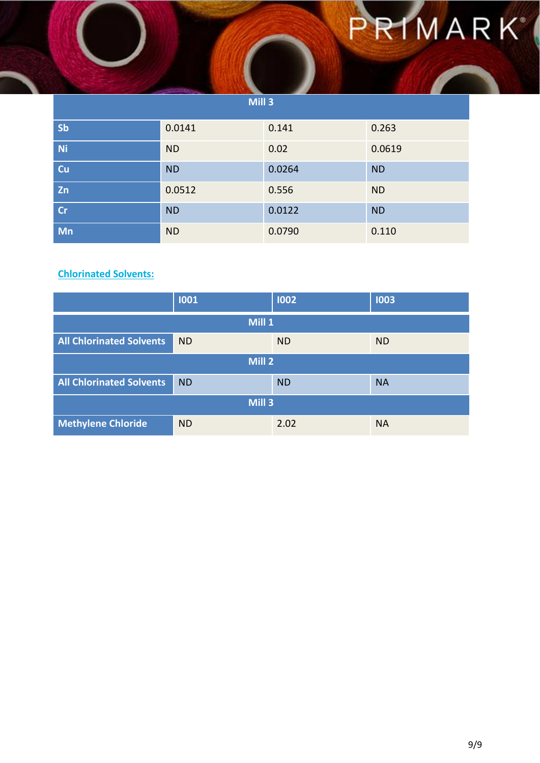| Mill 3 | | | |
|---|---|---|---|
| Sb | 0.0141 | 0.141 | 0.263 |
| Ni | ND | 0.02 | 0.0619 |
| Cu | ND | 0.0264 | ND |
| Zn | 0.0512 | 0.556 | ND |
| Cr | ND | 0.0122 | ND |
| Mn | ND | 0.0790 | 0.110 |

**Chlorinated Solvents:**

| | I001 | I002 | I003 |
|---|---|---|---|
| **Mill 1** | | | |
| All Chlorinated Solvents | ND | ND | ND |
| **Mill 2** | | | |
| All Chlorinated Solvents | ND | ND | NA |
| **Mill 3** | | | |
| Methylene Chloride | ND | 2.02 | NA |